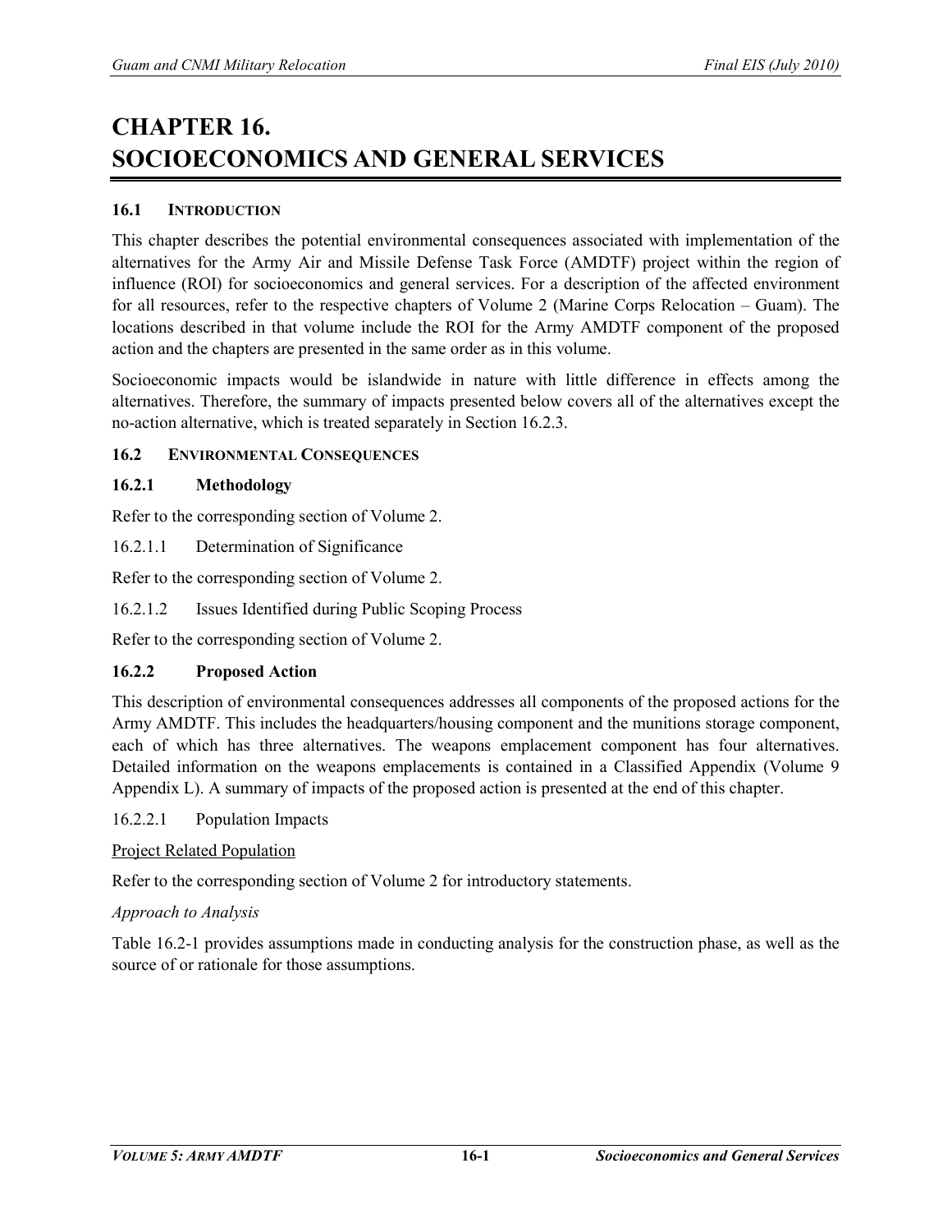# CHAPTER 16. SOCIOECONOMICS AND GENERAL SERVICES

## 16.1 INTRODUCTION

This chapter describes the potential environmental consequences associated with implementation of the alternatives for the Army Air and Missile Defense Task Force (AMDTF) project within the region of influence (ROI) for socioeconomics and general services. For a description of the affected environment for all resources, refer to the respective chapters of Volume 2 (Marine Corps Relocation – Guam). The locations described in that volume include the ROI for the Army AMDTF component of the proposed action and the chapters are presented in the same order as in this volume.

Socioeconomic impacts would be islandwide in nature with little difference in effects among the alternatives. Therefore, the summary of impacts presented below covers all of the alternatives except the no-action alternative, which is treated separately in Section 16.2.3.

## 16.2 ENVIRONMENTAL CONSEQUENCES

### 16.2.1 Methodology

Refer to the corresponding section of Volume 2.

#### 16.2.1.1 Determination of Significance

Refer to the corresponding section of Volume 2.

#### 16.2.1.2 Issues Identified during Public Scoping Process

Refer to the corresponding section of Volume 2.

### 16.2.2 Proposed Action

This description of environmental consequences addresses all components of the proposed actions for the Army AMDTF. This includes the headquarters/housing component and the munitions storage component, each of which has three alternatives. The weapons emplacement component has four alternatives. Detailed information on the weapons emplacements is contained in a Classified Appendix (Volume 9 Appendix L). A summary of impacts of the proposed action is presented at the end of this chapter.

#### 16.2.2.1 Population Impacts

<u>Project Related Population</u>

Refer to the corresponding section of Volume 2 for introductory statements.

*Approach to Analysis*

Table 16.2-1 provides assumptions made in conducting analysis for the construction phase, as well as the source of or rationale for those assumptions.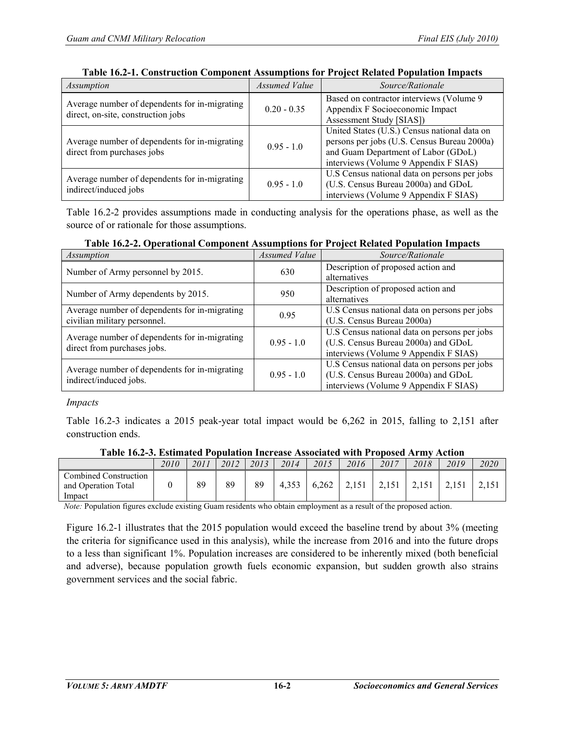**Table 16.2-1. Construction Component Assumptions for Project Related Population Impacts**

| *Assumption* | *Assumed Value* | *Source/Rationale* |
|---|---|---|
| Average number of dependents for in-migrating direct, on-site, construction jobs | 0.20 - 0.35 | Based on contractor interviews (Volume 9 Appendix F Socioeconomic Impact Assessment Study [SIAS]) |
| Average number of dependents for in-migrating direct from purchases jobs | 0.95 - 1.0 | United States (U.S.) Census national data on persons per jobs (U.S. Census Bureau 2000a) and Guam Department of Labor (GDoL) interviews (Volume 9 Appendix F SIAS) |
| Average number of dependents for in-migrating indirect/induced jobs | 0.95 - 1.0 | U.S Census national data on persons per jobs (U.S. Census Bureau 2000a) and GDoL interviews (Volume 9 Appendix F SIAS) |

Table 16.2-2 provides assumptions made in conducting analysis for the operations phase, as well as the source of or rationale for those assumptions.

**Table 16.2-2. Operational Component Assumptions for Project Related Population Impacts**

| *Assumption* | *Assumed Value* | *Source/Rationale* |
|---|---|---|
| Number of Army personnel by 2015. | 630 | Description of proposed action and alternatives |
| Number of Army dependents by 2015. | 950 | Description of proposed action and alternatives |
| Average number of dependents for in-migrating civilian military personnel. | 0.95 | U.S Census national data on persons per jobs (U.S. Census Bureau 2000a) |
| Average number of dependents for in-migrating direct from purchases jobs. | 0.95 - 1.0 | U.S Census national data on persons per jobs (U.S. Census Bureau 2000a) and GDoL interviews (Volume 9 Appendix F SIAS) |
| Average number of dependents for in-migrating indirect/induced jobs. | 0.95 - 1.0 | U.S Census national data on persons per jobs (U.S. Census Bureau 2000a) and GDoL interviews (Volume 9 Appendix F SIAS) |

*Impacts*

Table 16.2-3 indicates a 2015 peak-year total impact would be 6,262 in 2015, falling to 2,151 after construction ends.

**Table 16.2-3. Estimated Population Increase Associated with Proposed Army Action**

| | *2010* | *2011* | *2012* | *2013* | *2014* | *2015* | *2016* | *2017* | *2018* | *2019* | *2020* |
|---|---|---|---|---|---|---|---|---|---|---|---|
| Combined Construction and Operation Total Impact | 0 | 89 | 89 | 89 | 4,353 | 6,262 | 2,151 | 2,151 | 2,151 | 2,151 | 2,151 |

*Note:* Population figures exclude existing Guam residents who obtain employment as a result of the proposed action.

Figure 16.2-1 illustrates that the 2015 population would exceed the baseline trend by about 3% (meeting the criteria for significance used in this analysis), while the increase from 2016 and into the future drops to a less than significant 1%. Population increases are considered to be inherently mixed (both beneficial and adverse), because population growth fuels economic expansion, but sudden growth also strains government services and the social fabric.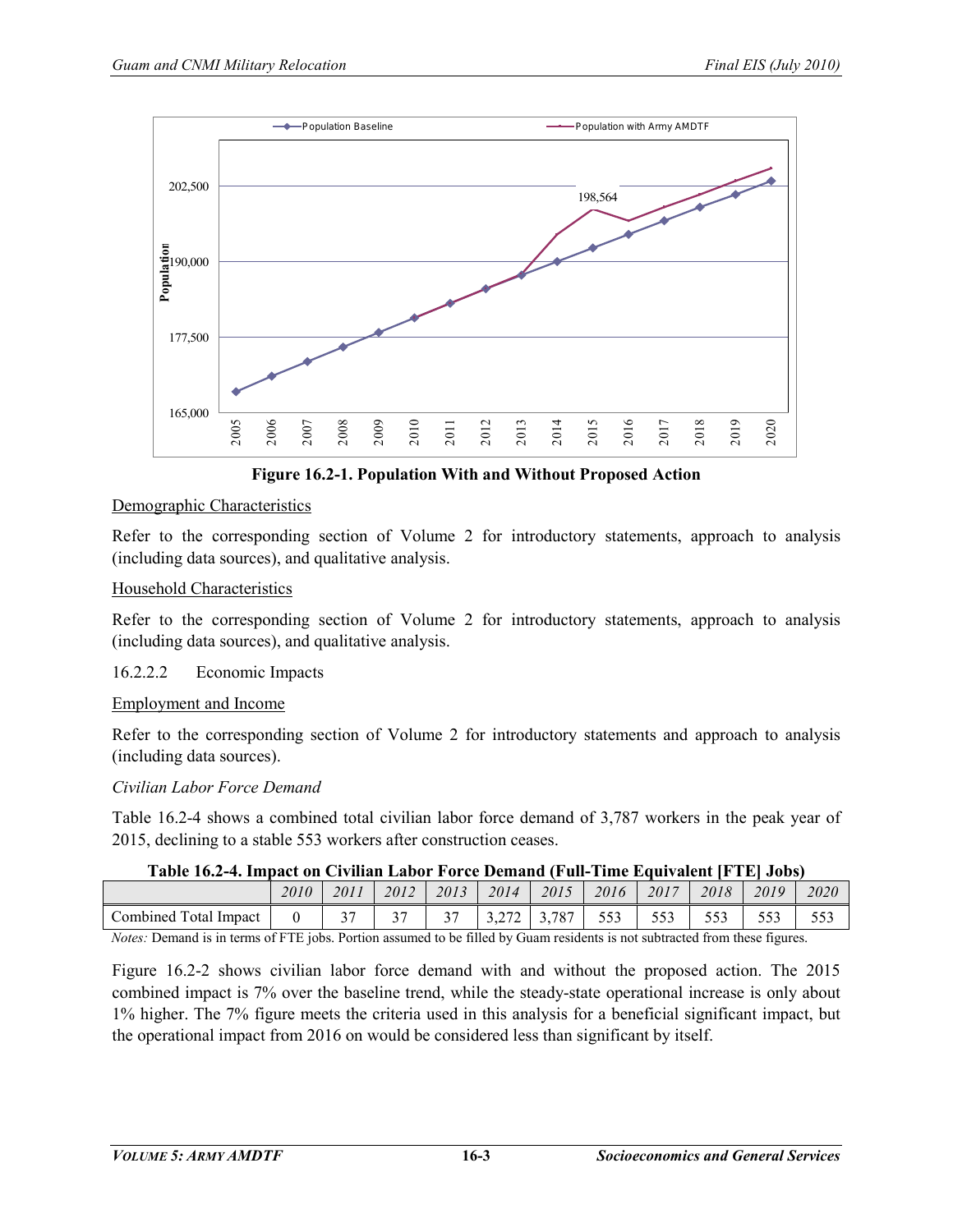**Figure 16.2-1. Population With and Without Proposed Action**

Demographic Characteristics

Refer to the corresponding section of Volume 2 for introductory statements, approach to analysis (including data sources), and qualitative analysis.

Household Characteristics

Refer to the corresponding section of Volume 2 for introductory statements, approach to analysis (including data sources), and qualitative analysis.

### 16.2.2.2 Economic Impacts

Employment and Income

Refer to the corresponding section of Volume 2 for introductory statements and approach to analysis (including data sources).

*Civilian Labor Force Demand*

Table 16.2-4 shows a combined total civilian labor force demand of 3,787 workers in the peak year of 2015, declining to a stable 553 workers after construction ceases.

**Table 16.2-4. Impact on Civilian Labor Force Demand (Full-Time Equivalent [FTE] Jobs)**

| | *2010* | *2011* | *2012* | *2013* | *2014* | *2015* | *2016* | *2017* | *2018* | *2019* | *2020* |
|---|---|---|---|---|---|---|---|---|---|---|---|
| Combined Total Impact | 0 | 37 | 37 | 37 | 3,272 | 3,787 | 553 | 553 | 553 | 553 | 553 |

*Notes:* Demand is in terms of FTE jobs. Portion assumed to be filled by Guam residents is not subtracted from these figures.

Figure 16.2-2 shows civilian labor force demand with and without the proposed action. The 2015 combined impact is 7% over the baseline trend, while the steady-state operational increase is only about 1% higher. The 7% figure meets the criteria used in this analysis for a beneficial significant impact, but the operational impact from 2016 on would be considered less than significant by itself.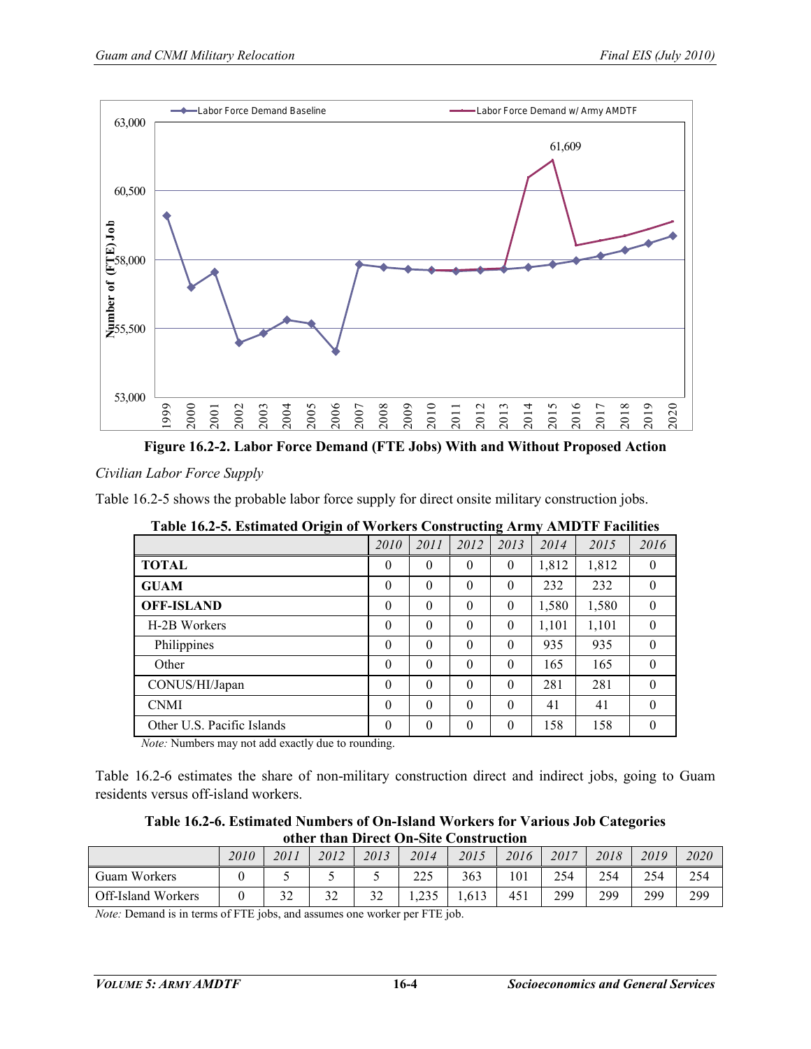Figure 16.2-2. Labor Force Demand (FTE Jobs) With and Without Proposed Action

*Civilian Labor Force Supply*

Table 16.2-5 shows the probable labor force supply for direct onsite military construction jobs.

**Table 16.2-5. Estimated Origin of Workers Constructing Army AMDTF Facilities**

| | *2010* | *2011* | *2012* | *2013* | *2014* | *2015* | *2016* |
|---|---|---|---|---|---|---|---|
| **TOTAL** | 0 | 0 | 0 | 0 | 1,812 | 1,812 | 0 |
| **GUAM** | 0 | 0 | 0 | 0 | 232 | 232 | 0 |
| **OFF-ISLAND** | 0 | 0 | 0 | 0 | 1,580 | 1,580 | 0 |
| H-2B Workers | 0 | 0 | 0 | 0 | 1,101 | 1,101 | 0 |
| Philippines | 0 | 0 | 0 | 0 | 935 | 935 | 0 |
| Other | 0 | 0 | 0 | 0 | 165 | 165 | 0 |
| CONUS/HI/Japan | 0 | 0 | 0 | 0 | 281 | 281 | 0 |
| CNMI | 0 | 0 | 0 | 0 | 41 | 41 | 0 |
| Other U.S. Pacific Islands | 0 | 0 | 0 | 0 | 158 | 158 | 0 |

*Note:* Numbers may not add exactly due to rounding.

Table 16.2-6 estimates the share of non-military construction direct and indirect jobs, going to Guam residents versus off-island workers.

**Table 16.2-6. Estimated Numbers of On-Island Workers for Various Job Categories other than Direct On-Site Construction**

| | *2010* | *2011* | *2012* | *2013* | *2014* | *2015* | *2016* | *2017* | *2018* | *2019* | *2020* |
|---|---|---|---|---|---|---|---|---|---|---|---|
| Guam Workers | 0 | 5 | 5 | 5 | 225 | 363 | 101 | 254 | 254 | 254 | 254 |
| Off-Island Workers | 0 | 32 | 32 | 32 | 1,235 | 1,613 | 451 | 299 | 299 | 299 | 299 |

*Note:* Demand is in terms of FTE jobs, and assumes one worker per FTE job.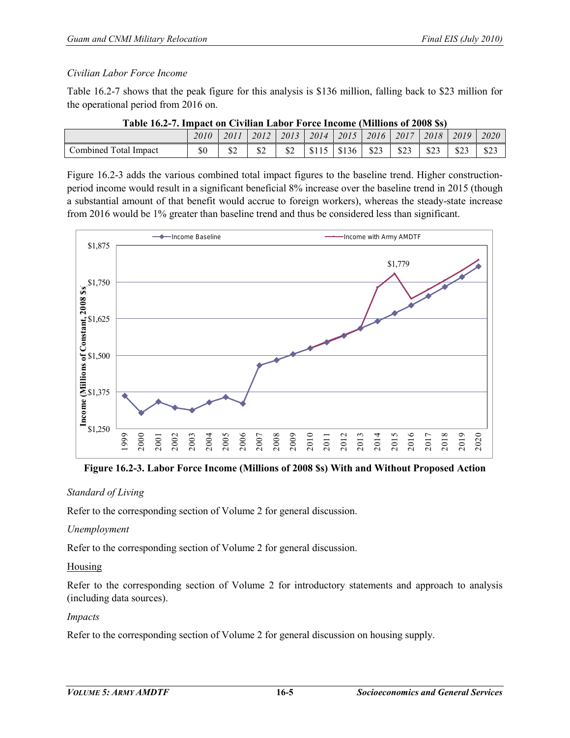*Civilian Labor Force Income*

Table 16.2-7 shows that the peak figure for this analysis is \$136 million, falling back to \$23 million for the operational period from 2016 on.

**Table 16.2-7. Impact on Civilian Labor Force Income (Millions of 2008 \$s)**

| | 2010 | 2011 | 2012 | 2013 | 2014 | 2015 | 2016 | 2017 | 2018 | 2019 | 2020 |
|---|---|---|---|---|---|---|---|---|---|---|---|
| Combined Total Impact | \$0 | \$2 | \$2 | \$2 | \$115 | \$136 | \$23 | \$23 | \$23 | \$23 | \$23 |

Figure 16.2-3 adds the various combined total impact figures to the baseline trend. Higher construction-period income would result in a significant beneficial 8% increase over the baseline trend in 2015 (though a substantial amount of that benefit would accrue to foreign workers), whereas the steady-state increase from 2016 would be 1% greater than baseline trend and thus be considered less than significant.

**Figure 16.2-3. Labor Force Income (Millions of 2008 \$s) With and Without Proposed Action**

*Standard of Living*

Refer to the corresponding section of Volume 2 for general discussion.

*Unemployment*

Refer to the corresponding section of Volume 2 for general discussion.

Housing

Refer to the corresponding section of Volume 2 for introductory statements and approach to analysis (including data sources).

*Impacts*

Refer to the corresponding section of Volume 2 for general discussion on housing supply.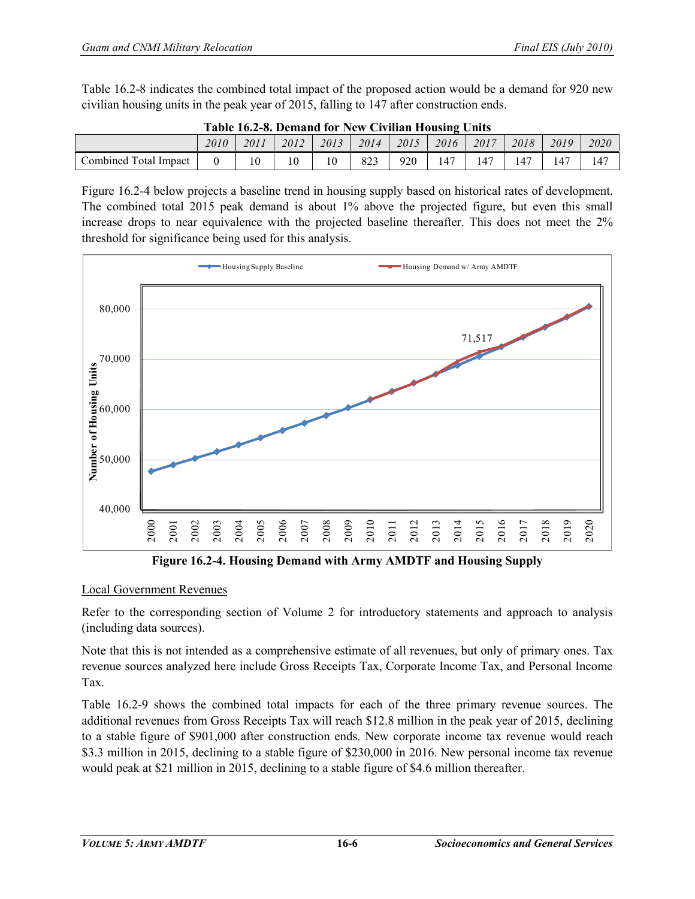Table 16.2-8 indicates the combined total impact of the proposed action would be a demand for 920 new civilian housing units in the peak year of 2015, falling to 147 after construction ends.

**Table 16.2-8. Demand for New Civilian Housing Units**

| | *2010* | *2011* | *2012* | *2013* | *2014* | *2015* | *2016* | *2017* | *2018* | *2019* | *2020* |
|---|---|---|---|---|---|---|---|---|---|---|---|
| Combined Total Impact | 0 | 10 | 10 | 10 | 823 | 920 | 147 | 147 | 147 | 147 | 147 |

Figure 16.2-4 below projects a baseline trend in housing supply based on historical rates of development. The combined total 2015 peak demand is about 1% above the projected figure, but even this small increase drops to near equivalence with the projected baseline thereafter. This does not meet the 2% threshold for significance being used for this analysis.

**Figure 16.2-4. Housing Demand with Army AMDTF and Housing Supply**

## Local Government Revenues

Refer to the corresponding section of Volume 2 for introductory statements and approach to analysis (including data sources).

Note that this is not intended as a comprehensive estimate of all revenues, but only of primary ones. Tax revenue sources analyzed here include Gross Receipts Tax, Corporate Income Tax, and Personal Income Tax.

Table 16.2-9 shows the combined total impacts for each of the three primary revenue sources. The additional revenues from Gross Receipts Tax will reach $12.8 million in the peak year of 2015, declining to a stable figure of $901,000 after construction ends. New corporate income tax revenue would reach $3.3 million in 2015, declining to a stable figure of $230,000 in 2016. New personal income tax revenue would peak at $21 million in 2015, declining to a stable figure of $4.6 million thereafter.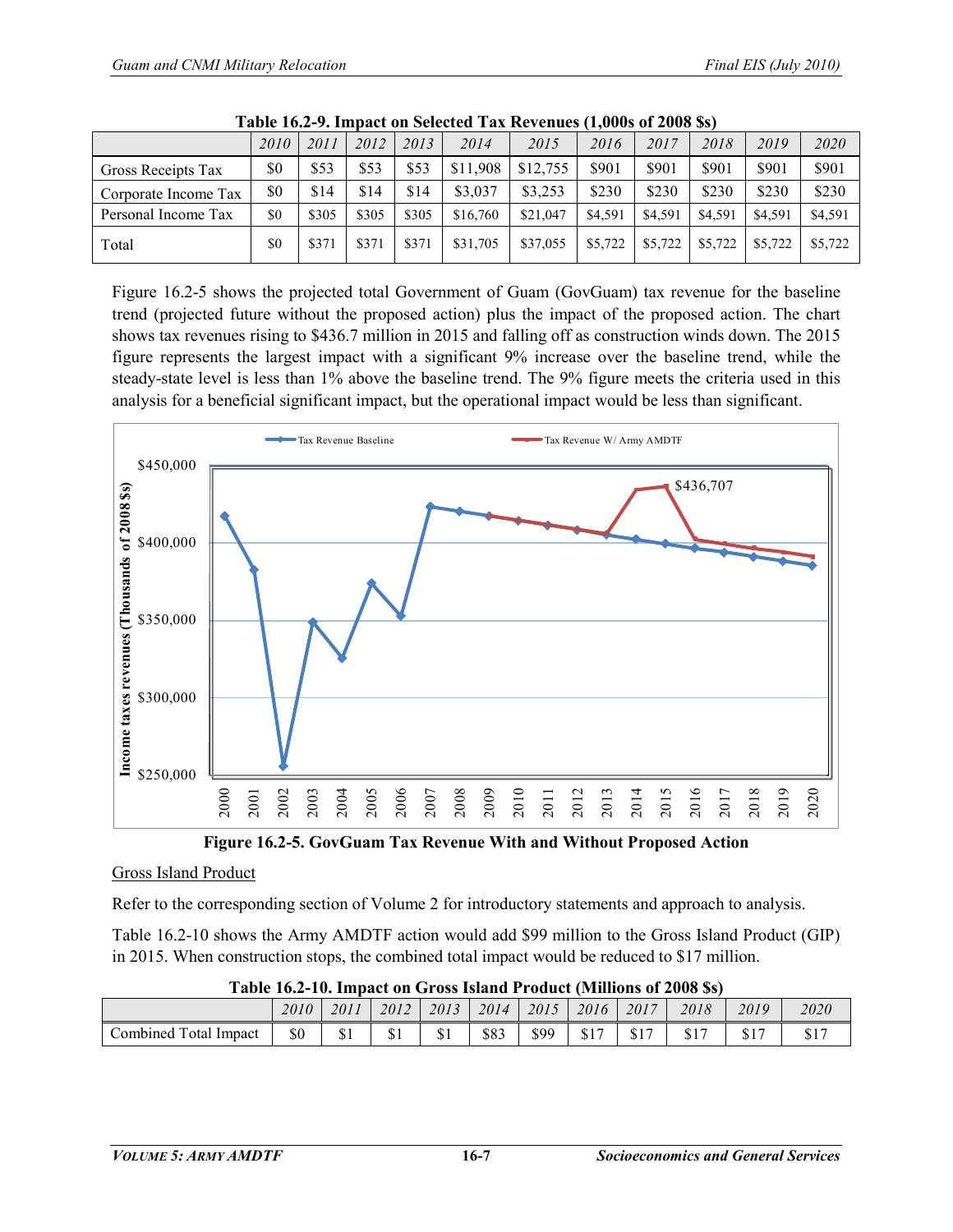**Table 16.2-9. Impact on Selected Tax Revenues (1,000s of 2008 $s)**

| | 2010 | 2011 | 2012 | 2013 | 2014 | 2015 | 2016 | 2017 | 2018 | 2019 | 2020 |
|---|---|---|---|---|---|---|---|---|---|---|---|
| Gross Receipts Tax | $0 | $53 | $53 | $53 | $11,908 | $12,755 | $901 | $901 | $901 | $901 | $901 |
| Corporate Income Tax | $0 | $14 | $14 | $14 | $3,037 | $3,253 | $230 | $230 | $230 | $230 | $230 |
| Personal Income Tax | $0 | $305 | $305 | $305 | $16,760 | $21,047 | $4,591 | $4,591 | $4,591 | $4,591 | $4,591 |
| Total | $0 | $371 | $371 | $371 | $31,705 | $37,055 | $5,722 | $5,722 | $5,722 | $5,722 | $5,722 |

Figure 16.2-5 shows the projected total Government of Guam (GovGuam) tax revenue for the baseline trend (projected future without the proposed action) plus the impact of the proposed action. The chart shows tax revenues rising to $436.7 million in 2015 and falling off as construction winds down. The 2015 figure represents the largest impact with a significant 9% increase over the baseline trend, while the steady-state level is less than 1% above the baseline trend. The 9% figure meets the criteria used in this analysis for a beneficial significant impact, but the operational impact would be less than significant.

**Figure 16.2-5. GovGuam Tax Revenue With and Without Proposed Action**

Gross Island Product

Refer to the corresponding section of Volume 2 for introductory statements and approach to analysis.

Table 16.2-10 shows the Army AMDTF action would add $99 million to the Gross Island Product (GIP) in 2015. When construction stops, the combined total impact would be reduced to $17 million.

**Table 16.2-10. Impact on Gross Island Product (Millions of 2008 $s)**

| | 2010 | 2011 | 2012 | 2013 | 2014 | 2015 | 2016 | 2017 | 2018 | 2019 | 2020 |
|---|---|---|---|---|---|---|---|---|---|---|---|
| Combined Total Impact | $0 | $1 | $1 | $1 | $83 | $99 | $17 | $17 | $17 | $17 | $17 |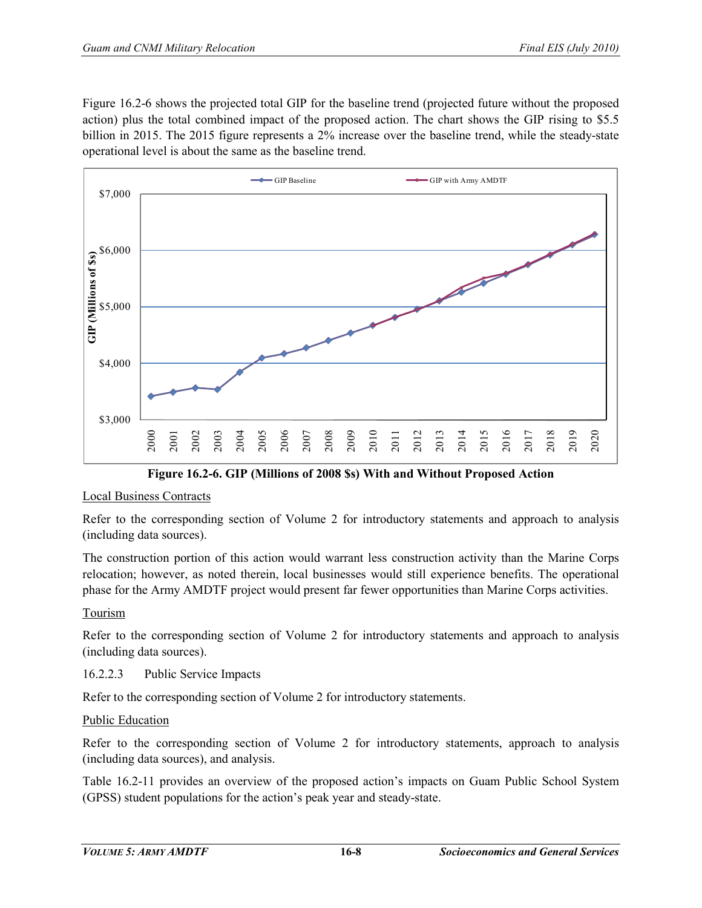Figure 16.2-6 shows the projected total GIP for the baseline trend (projected future without the proposed action) plus the total combined impact of the proposed action. The chart shows the GIP rising to $5.5 billion in 2015. The 2015 figure represents a 2% increase over the baseline trend, while the steady-state operational level is about the same as the baseline trend.

**Figure 16.2-6. GIP (Millions of 2008 $s) With and Without Proposed Action**

Local Business Contracts

Refer to the corresponding section of Volume 2 for introductory statements and approach to analysis (including data sources).

The construction portion of this action would warrant less construction activity than the Marine Corps relocation; however, as noted therein, local businesses would still experience benefits. The operational phase for the Army AMDTF project would present far fewer opportunities than Marine Corps activities.

Tourism

Refer to the corresponding section of Volume 2 for introductory statements and approach to analysis (including data sources).

16.2.2.3 Public Service Impacts

Refer to the corresponding section of Volume 2 for introductory statements.

Public Education

Refer to the corresponding section of Volume 2 for introductory statements, approach to analysis (including data sources), and analysis.

Table 16.2-11 provides an overview of the proposed action's impacts on Guam Public School System (GPSS) student populations for the action's peak year and steady-state.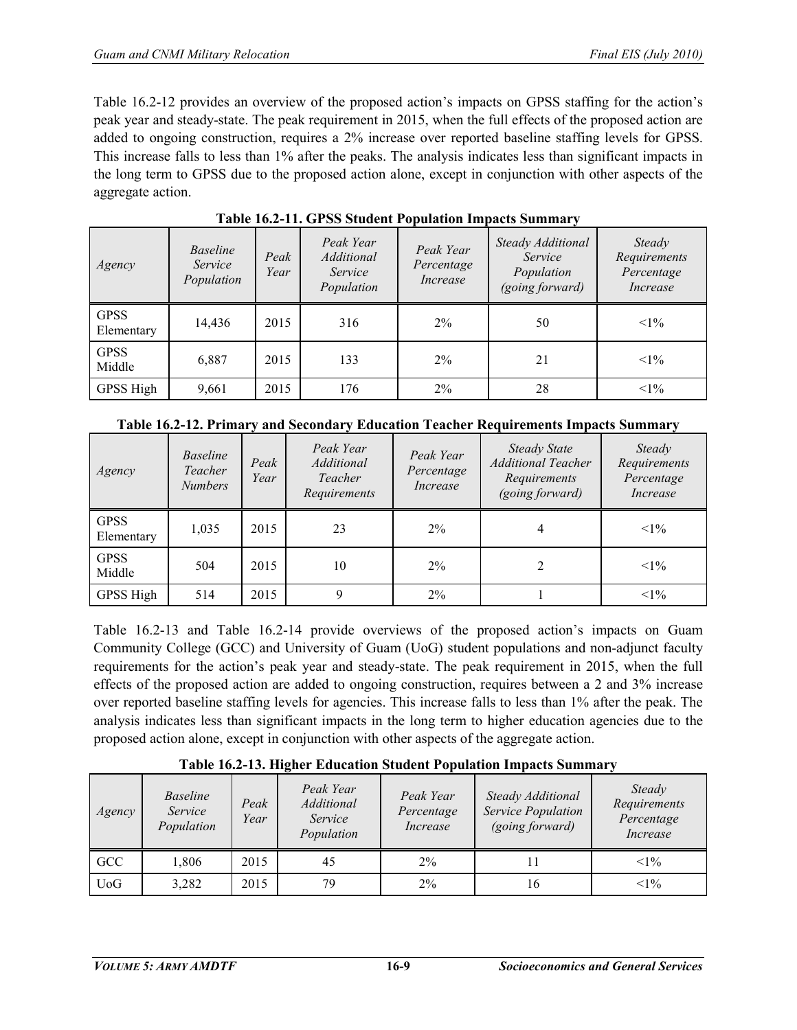Table 16.2-12 provides an overview of the proposed action's impacts on GPSS staffing for the action's peak year and steady-state. The peak requirement in 2015, when the full effects of the proposed action are added to ongoing construction, requires a 2% increase over reported baseline staffing levels for GPSS. This increase falls to less than 1% after the peaks. The analysis indicates less than significant impacts in the long term to GPSS due to the proposed action alone, except in conjunction with other aspects of the aggregate action.

**Table 16.2-11. GPSS Student Population Impacts Summary**

| *Agency* | *Baseline Service Population* | *Peak Year* | *Peak Year Additional Service Population* | *Peak Year Percentage Increase* | *Steady Additional Service Population (going forward)* | *Steady Requirements Percentage Increase* |
|---|---|---|---|---|---|---|
| GPSS Elementary | 14,436 | 2015 | 316 | 2% | 50 | <1% |
| GPSS Middle | 6,887 | 2015 | 133 | 2% | 21 | <1% |
| GPSS High | 9,661 | 2015 | 176 | 2% | 28 | <1% |

**Table 16.2-12. Primary and Secondary Education Teacher Requirements Impacts Summary**

| *Agency* | *Baseline Teacher Numbers* | *Peak Year* | *Peak Year Additional Teacher Requirements* | *Peak Year Percentage Increase* | *Steady State Additional Teacher Requirements (going forward)* | *Steady Requirements Percentage Increase* |
|---|---|---|---|---|---|---|
| GPSS Elementary | 1,035 | 2015 | 23 | 2% | 4 | <1% |
| GPSS Middle | 504 | 2015 | 10 | 2% | 2 | <1% |
| GPSS High | 514 | 2015 | 9 | 2% | 1 | <1% |

Table 16.2-13 and Table 16.2-14 provide overviews of the proposed action's impacts on Guam Community College (GCC) and University of Guam (UoG) student populations and non-adjunct faculty requirements for the action's peak year and steady-state. The peak requirement in 2015, when the full effects of the proposed action are added to ongoing construction, requires between a 2 and 3% increase over reported baseline staffing levels for agencies. This increase falls to less than 1% after the peak. The analysis indicates less than significant impacts in the long term to higher education agencies due to the proposed action alone, except in conjunction with other aspects of the aggregate action.

**Table 16.2-13. Higher Education Student Population Impacts Summary**

| *Agency* | *Baseline Service Population* | *Peak Year* | *Peak Year Additional Service Population* | *Peak Year Percentage Increase* | *Steady Additional Service Population (going forward)* | *Steady Requirements Percentage Increase* |
|---|---|---|---|---|---|---|
| GCC | 1,806 | 2015 | 45 | 2% | 11 | <1% |
| UoG | 3,282 | 2015 | 79 | 2% | 16 | <1% |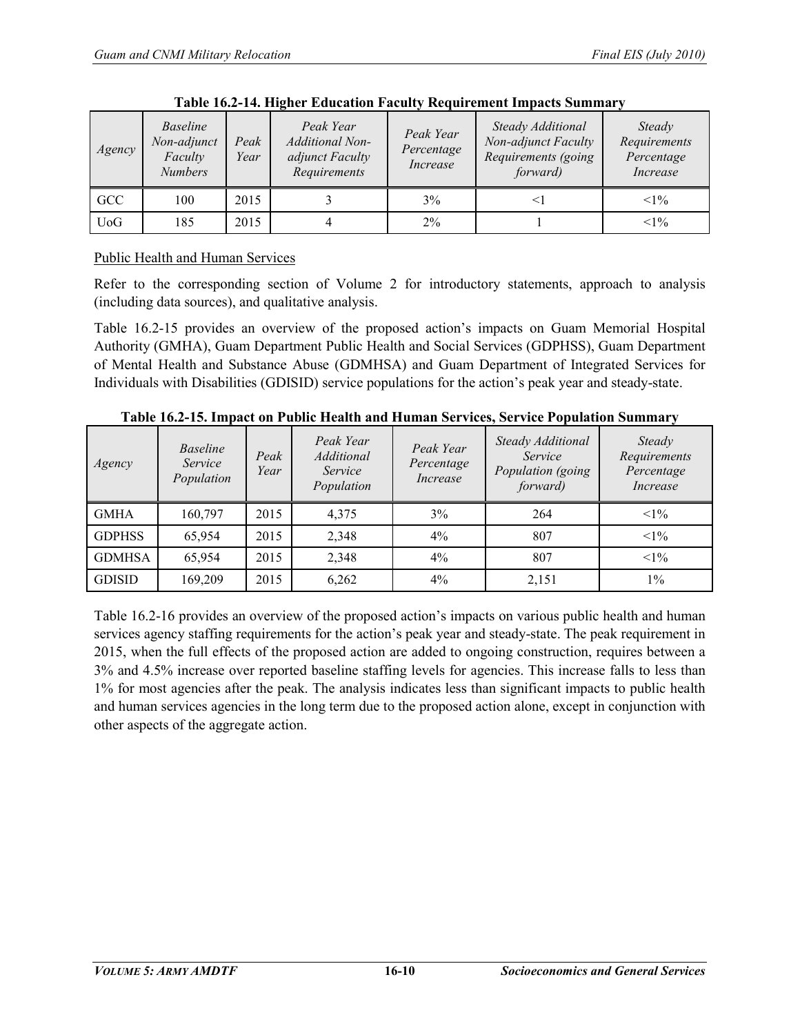**Table 16.2-14. Higher Education Faculty Requirement Impacts Summary**

| *Agency* | *Baseline Non-adjunct Faculty Numbers* | *Peak Year* | *Peak Year Additional Non-adjunct Faculty Requirements* | *Peak Year Percentage Increase* | *Steady Additional Non-adjunct Faculty Requirements (going forward)* | *Steady Requirements Percentage Increase* |
|---|---|---|---|---|---|---|
| GCC | 100 | 2015 | 3 | 3% | <1 | <1% |
| UoG | 185 | 2015 | 4 | 2% | 1 | <1% |

Public Health and Human Services

Refer to the corresponding section of Volume 2 for introductory statements, approach to analysis (including data sources), and qualitative analysis.

Table 16.2-15 provides an overview of the proposed action's impacts on Guam Memorial Hospital Authority (GMHA), Guam Department Public Health and Social Services (GDPHSS), Guam Department of Mental Health and Substance Abuse (GDMHSA) and Guam Department of Integrated Services for Individuals with Disabilities (GDISID) service populations for the action's peak year and steady-state.

**Table 16.2-15. Impact on Public Health and Human Services, Service Population Summary**

| *Agency* | *Baseline Service Population* | *Peak Year* | *Peak Year Additional Service Population* | *Peak Year Percentage Increase* | *Steady Additional Service Population (going forward)* | *Steady Requirements Percentage Increase* |
|---|---|---|---|---|---|---|
| GMHA | 160,797 | 2015 | 4,375 | 3% | 264 | <1% |
| GDPHSS | 65,954 | 2015 | 2,348 | 4% | 807 | <1% |
| GDMHSA | 65,954 | 2015 | 2,348 | 4% | 807 | <1% |
| GDISID | 169,209 | 2015 | 6,262 | 4% | 2,151 | 1% |

Table 16.2-16 provides an overview of the proposed action's impacts on various public health and human services agency staffing requirements for the action's peak year and steady-state. The peak requirement in 2015, when the full effects of the proposed action are added to ongoing construction, requires between a 3% and 4.5% increase over reported baseline staffing levels for agencies. This increase falls to less than 1% for most agencies after the peak. The analysis indicates less than significant impacts to public health and human services agencies in the long term due to the proposed action alone, except in conjunction with other aspects of the aggregate action.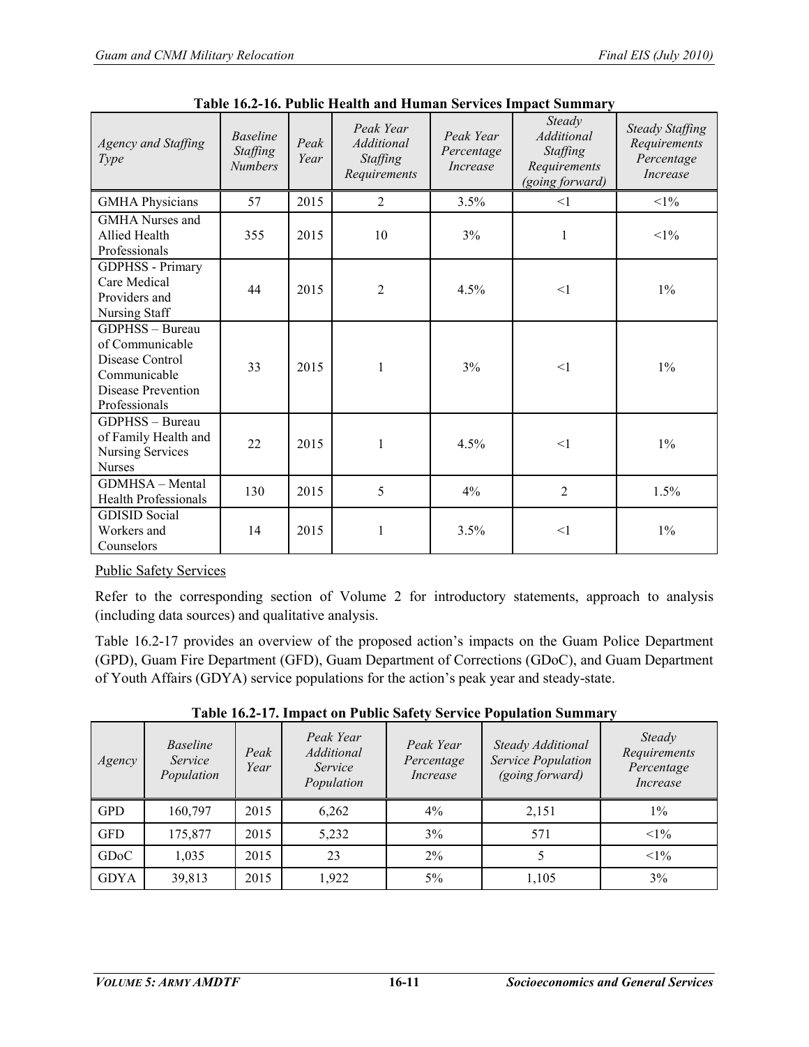**Table 16.2-16. Public Health and Human Services Impact Summary**

| *Agency and Staffing Type* | *Baseline Staffing Numbers* | *Peak Year* | *Peak Year Additional Staffing Requirements* | *Peak Year Percentage Increase* | *Steady Additional Staffing Requirements (going forward)* | *Steady Staffing Requirements Percentage Increase* |
|---|---|---|---|---|---|---|
| GMHA Physicians | 57 | 2015 | 2 | 3.5% | <1 | <1% |
| GMHA Nurses and Allied Health Professionals | 355 | 2015 | 10 | 3% | 1 | <1% |
| GDPHSS - Primary Care Medical Providers and Nursing Staff | 44 | 2015 | 2 | 4.5% | <1 | 1% |
| GDPHSS – Bureau of Communicable Disease Control Communicable Disease Prevention Professionals | 33 | 2015 | 1 | 3% | <1 | 1% |
| GDPHSS – Bureau of Family Health and Nursing Services Nurses | 22 | 2015 | 1 | 4.5% | <1 | 1% |
| GDMHSA – Mental Health Professionals | 130 | 2015 | 5 | 4% | 2 | 1.5% |
| GDISID Social Workers and Counselors | 14 | 2015 | 1 | 3.5% | <1 | 1% |

Public Safety Services

Refer to the corresponding section of Volume 2 for introductory statements, approach to analysis (including data sources) and qualitative analysis.

Table 16.2-17 provides an overview of the proposed action's impacts on the Guam Police Department (GPD), Guam Fire Department (GFD), Guam Department of Corrections (GDoC), and Guam Department of Youth Affairs (GDYA) service populations for the action's peak year and steady-state.

**Table 16.2-17. Impact on Public Safety Service Population Summary**

| *Agency* | *Baseline Service Population* | *Peak Year* | *Peak Year Additional Service Population* | *Peak Year Percentage Increase* | *Steady Additional Service Population (going forward)* | *Steady Requirements Percentage Increase* |
|---|---|---|---|---|---|---|
| GPD | 160,797 | 2015 | 6,262 | 4% | 2,151 | 1% |
| GFD | 175,877 | 2015 | 5,232 | 3% | 571 | <1% |
| GDoC | 1,035 | 2015 | 23 | 2% | 5 | <1% |
| GDYA | 39,813 | 2015 | 1,922 | 5% | 1,105 | 3% |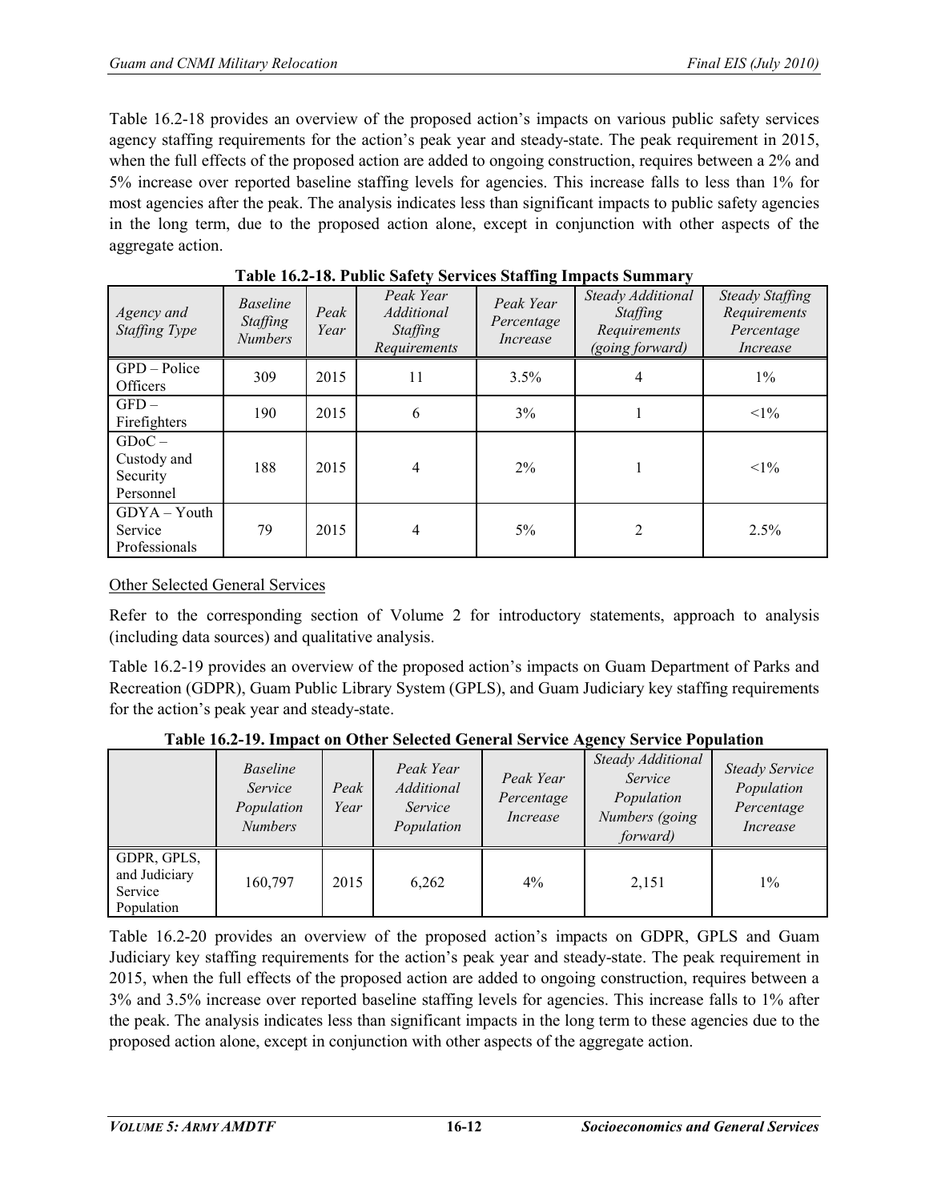Table 16.2-18 provides an overview of the proposed action's impacts on various public safety services agency staffing requirements for the action's peak year and steady-state. The peak requirement in 2015, when the full effects of the proposed action are added to ongoing construction, requires between a 2% and 5% increase over reported baseline staffing levels for agencies. This increase falls to less than 1% for most agencies after the peak. The analysis indicates less than significant impacts to public safety agencies in the long term, due to the proposed action alone, except in conjunction with other aspects of the aggregate action.

**Table 16.2-18. Public Safety Services Staffing Impacts Summary**

| *Agency and Staffing Type* | *Baseline Staffing Numbers* | *Peak Year* | *Peak Year Additional Staffing Requirements* | *Peak Year Percentage Increase* | *Steady Additional Staffing Requirements (going forward)* | *Steady Staffing Requirements Percentage Increase* |
|---|---|---|---|---|---|---|
| GPD – Police Officers | 309 | 2015 | 11 | 3.5% | 4 | 1% |
| GFD – Firefighters | 190 | 2015 | 6 | 3% | 1 | <1% |
| GDoC – Custody and Security Personnel | 188 | 2015 | 4 | 2% | 1 | <1% |
| GDYA – Youth Service Professionals | 79 | 2015 | 4 | 5% | 2 | 2.5% |

Other Selected General Services

Refer to the corresponding section of Volume 2 for introductory statements, approach to analysis (including data sources) and qualitative analysis.

Table 16.2-19 provides an overview of the proposed action's impacts on Guam Department of Parks and Recreation (GDPR), Guam Public Library System (GPLS), and Guam Judiciary key staffing requirements for the action's peak year and steady-state.

**Table 16.2-19. Impact on Other Selected General Service Agency Service Population**

| | *Baseline Service Population Numbers* | *Peak Year* | *Peak Year Additional Service Population* | *Peak Year Percentage Increase* | *Steady Additional Service Population Numbers (going forward)* | *Steady Service Population Percentage Increase* |
|---|---|---|---|---|---|---|
| GDPR, GPLS, and Judiciary Service Population | 160,797 | 2015 | 6,262 | 4% | 2,151 | 1% |

Table 16.2-20 provides an overview of the proposed action's impacts on GDPR, GPLS and Guam Judiciary key staffing requirements for the action's peak year and steady-state. The peak requirement in 2015, when the full effects of the proposed action are added to ongoing construction, requires between a 3% and 3.5% increase over reported baseline staffing levels for agencies. This increase falls to 1% after the peak. The analysis indicates less than significant impacts in the long term to these agencies due to the proposed action alone, except in conjunction with other aspects of the aggregate action.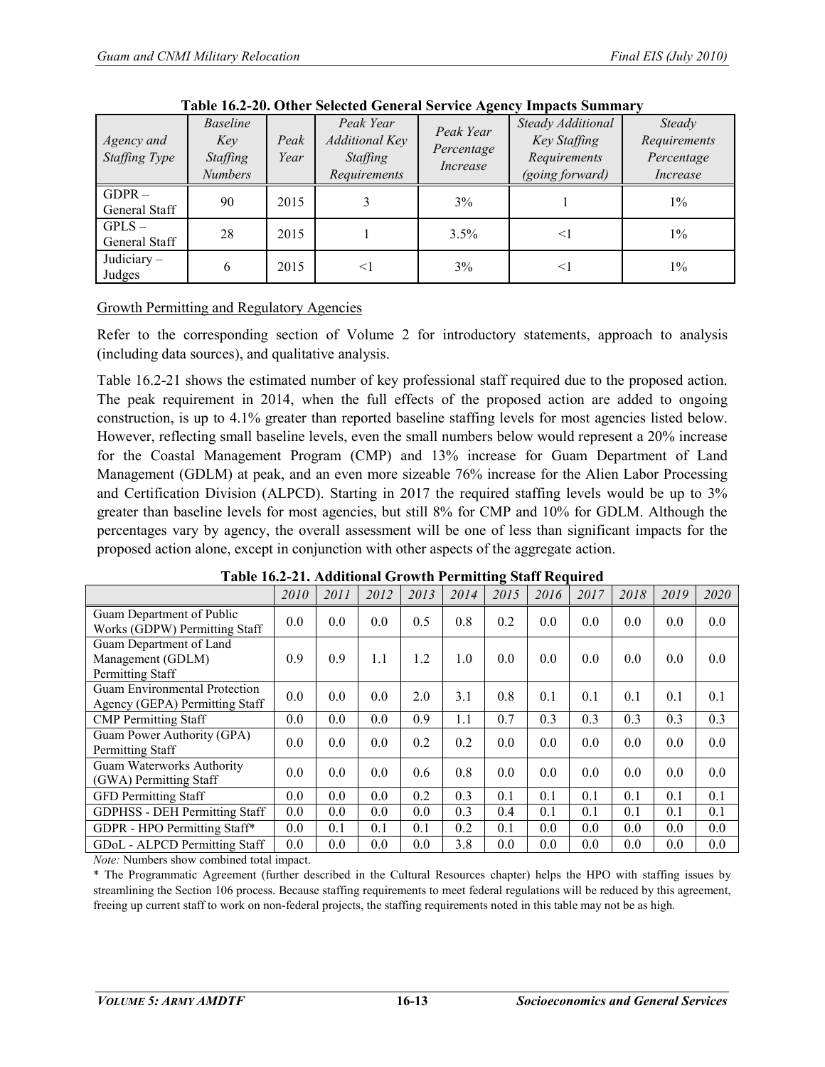**Table 16.2-20. Other Selected General Service Agency Impacts Summary**

| *Agency and Staffing Type* | *Baseline Key Staffing Numbers* | *Peak Year* | *Peak Year Additional Key Staffing Requirements* | *Peak Year Percentage Increase* | *Steady Additional Key Staffing Requirements (going forward)* | *Steady Requirements Percentage Increase* |
|---|---|---|---|---|---|---|
| GDPR – General Staff | 90 | 2015 | 3 | 3% | 1 | 1% |
| GPLS – General Staff | 28 | 2015 | 1 | 3.5% | <1 | 1% |
| Judiciary – Judges | 6 | 2015 | <1 | 3% | <1 | 1% |

Growth Permitting and Regulatory Agencies

Refer to the corresponding section of Volume 2 for introductory statements, approach to analysis (including data sources), and qualitative analysis.

Table 16.2-21 shows the estimated number of key professional staff required due to the proposed action. The peak requirement in 2014, when the full effects of the proposed action are added to ongoing construction, is up to 4.1% greater than reported baseline staffing levels for most agencies listed below. However, reflecting small baseline levels, even the small numbers below would represent a 20% increase for the Coastal Management Program (CMP) and 13% increase for Guam Department of Land Management (GDLM) at peak, and an even more sizeable 76% increase for the Alien Labor Processing and Certification Division (ALPCD). Starting in 2017 the required staffing levels would be up to 3% greater than baseline levels for most agencies, but still 8% for CMP and 10% for GDLM. Although the percentages vary by agency, the overall assessment will be one of less than significant impacts for the proposed action alone, except in conjunction with other aspects of the aggregate action.

**Table 16.2-21. Additional Growth Permitting Staff Required**

| | *2010* | *2011* | *2012* | *2013* | *2014* | *2015* | *2016* | *2017* | *2018* | *2019* | *2020* |
|---|---|---|---|---|---|---|---|---|---|---|---|
| Guam Department of Public Works (GDPW) Permitting Staff | 0.0 | 0.0 | 0.0 | 0.5 | 0.8 | 0.2 | 0.0 | 0.0 | 0.0 | 0.0 | 0.0 |
| Guam Department of Land Management (GDLM) Permitting Staff | 0.9 | 0.9 | 1.1 | 1.2 | 1.0 | 0.0 | 0.0 | 0.0 | 0.0 | 0.0 | 0.0 |
| Guam Environmental Protection Agency (GEPA) Permitting Staff | 0.0 | 0.0 | 0.0 | 2.0 | 3.1 | 0.8 | 0.1 | 0.1 | 0.1 | 0.1 | 0.1 |
| CMP Permitting Staff | 0.0 | 0.0 | 0.0 | 0.9 | 1.1 | 0.7 | 0.3 | 0.3 | 0.3 | 0.3 | 0.3 |
| Guam Power Authority (GPA) Permitting Staff | 0.0 | 0.0 | 0.0 | 0.2 | 0.2 | 0.0 | 0.0 | 0.0 | 0.0 | 0.0 | 0.0 |
| Guam Waterworks Authority (GWA) Permitting Staff | 0.0 | 0.0 | 0.0 | 0.6 | 0.8 | 0.0 | 0.0 | 0.0 | 0.0 | 0.0 | 0.0 |
| GFD Permitting Staff | 0.0 | 0.0 | 0.0 | 0.2 | 0.3 | 0.1 | 0.1 | 0.1 | 0.1 | 0.1 | 0.1 |
| GDPHSS - DEH Permitting Staff | 0.0 | 0.0 | 0.0 | 0.0 | 0.3 | 0.4 | 0.1 | 0.1 | 0.1 | 0.1 | 0.1 |
| GDPR - HPO Permitting Staff* | 0.0 | 0.1 | 0.1 | 0.1 | 0.2 | 0.1 | 0.0 | 0.0 | 0.0 | 0.0 | 0.0 |
| GDoL - ALPCD Permitting Staff | 0.0 | 0.0 | 0.0 | 0.0 | 3.8 | 0.0 | 0.0 | 0.0 | 0.0 | 0.0 | 0.0 |

*Note:* Numbers show combined total impact.

\* The Programmatic Agreement (further described in the Cultural Resources chapter) helps the HPO with staffing issues by streamlining the Section 106 process. Because staffing requirements to meet federal regulations will be reduced by this agreement, freeing up current staff to work on non-federal projects, the staffing requirements noted in this table may not be as high.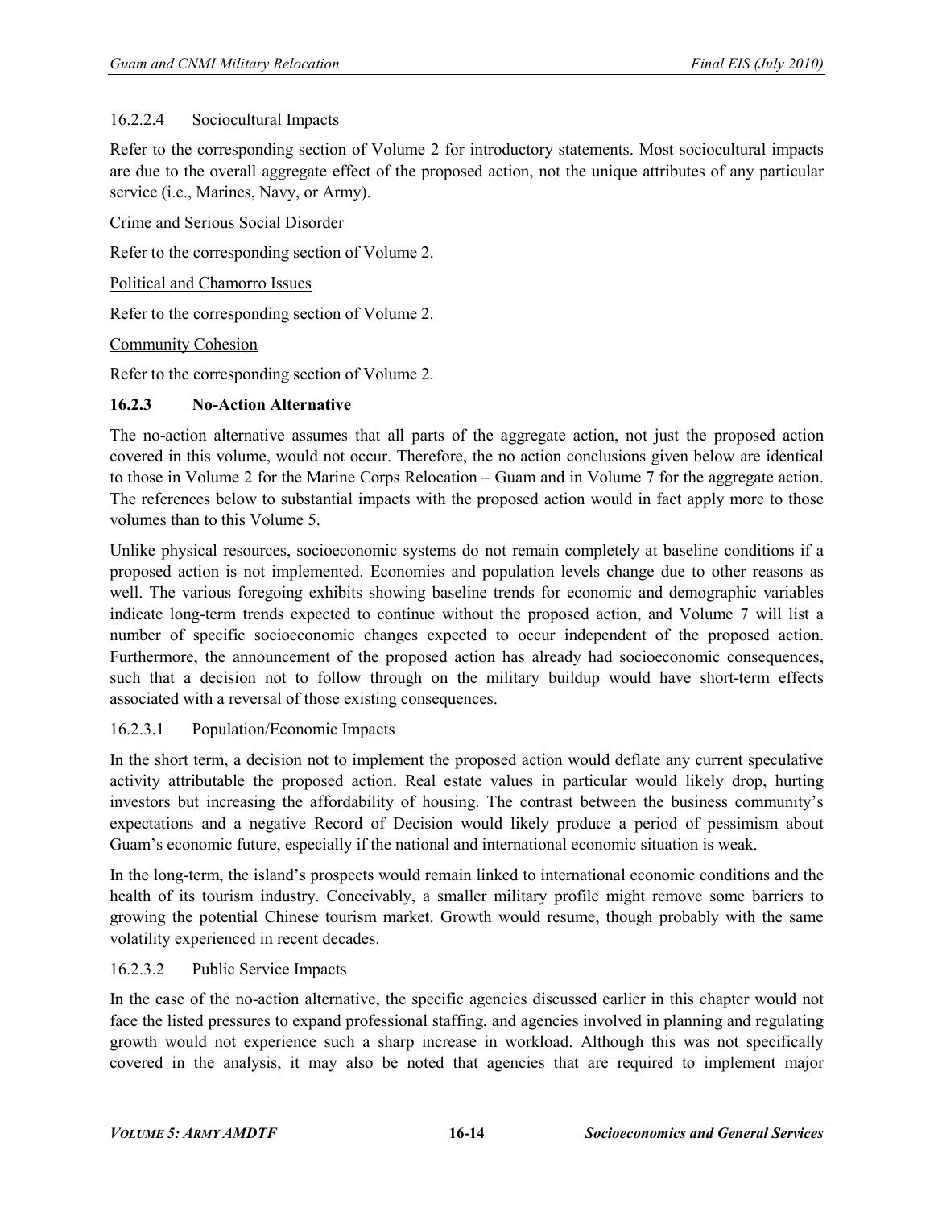#### 16.2.2.4 Sociocultural Impacts

Refer to the corresponding section of Volume 2 for introductory statements. Most sociocultural impacts are due to the overall aggregate effect of the proposed action, not the unique attributes of any particular service (i.e., Marines, Navy, or Army).

Crime and Serious Social Disorder

Refer to the corresponding section of Volume 2.

Political and Chamorro Issues

Refer to the corresponding section of Volume 2.

Community Cohesion

Refer to the corresponding section of Volume 2.

### 16.2.3 No-Action Alternative

The no-action alternative assumes that all parts of the aggregate action, not just the proposed action covered in this volume, would not occur. Therefore, the no action conclusions given below are identical to those in Volume 2 for the Marine Corps Relocation – Guam and in Volume 7 for the aggregate action. The references below to substantial impacts with the proposed action would in fact apply more to those volumes than to this Volume 5.

Unlike physical resources, socioeconomic systems do not remain completely at baseline conditions if a proposed action is not implemented. Economies and population levels change due to other reasons as well. The various foregoing exhibits showing baseline trends for economic and demographic variables indicate long-term trends expected to continue without the proposed action, and Volume 7 will list a number of specific socioeconomic changes expected to occur independent of the proposed action. Furthermore, the announcement of the proposed action has already had socioeconomic consequences, such that a decision not to follow through on the military buildup would have short-term effects associated with a reversal of those existing consequences.

#### 16.2.3.1 Population/Economic Impacts

In the short term, a decision not to implement the proposed action would deflate any current speculative activity attributable the proposed action. Real estate values in particular would likely drop, hurting investors but increasing the affordability of housing. The contrast between the business community's expectations and a negative Record of Decision would likely produce a period of pessimism about Guam's economic future, especially if the national and international economic situation is weak.

In the long-term, the island's prospects would remain linked to international economic conditions and the health of its tourism industry. Conceivably, a smaller military profile might remove some barriers to growing the potential Chinese tourism market. Growth would resume, though probably with the same volatility experienced in recent decades.

#### 16.2.3.2 Public Service Impacts

In the case of the no-action alternative, the specific agencies discussed earlier in this chapter would not face the listed pressures to expand professional staffing, and agencies involved in planning and regulating growth would not experience such a sharp increase in workload. Although this was not specifically covered in the analysis, it may also be noted that agencies that are required to implement major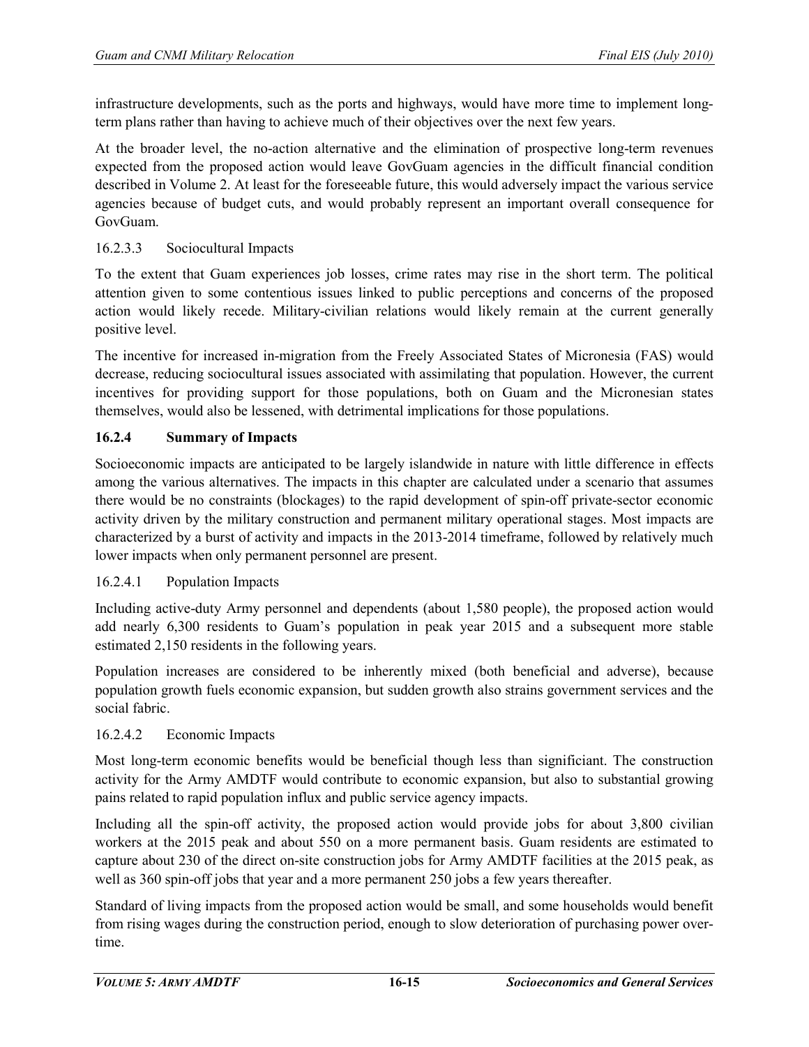infrastructure developments, such as the ports and highways, would have more time to implement long-term plans rather than having to achieve much of their objectives over the next few years.

At the broader level, the no-action alternative and the elimination of prospective long-term revenues expected from the proposed action would leave GovGuam agencies in the difficult financial condition described in Volume 2. At least for the foreseeable future, this would adversely impact the various service agencies because of budget cuts, and would probably represent an important overall consequence for GovGuam.

#### 16.2.3.3 Sociocultural Impacts

To the extent that Guam experiences job losses, crime rates may rise in the short term. The political attention given to some contentious issues linked to public perceptions and concerns of the proposed action would likely recede. Military-civilian relations would likely remain at the current generally positive level.

The incentive for increased in-migration from the Freely Associated States of Micronesia (FAS) would decrease, reducing sociocultural issues associated with assimilating that population. However, the current incentives for providing support for those populations, both on Guam and the Micronesian states themselves, would also be lessened, with detrimental implications for those populations.

### 16.2.4 Summary of Impacts

Socioeconomic impacts are anticipated to be largely islandwide in nature with little difference in effects among the various alternatives. The impacts in this chapter are calculated under a scenario that assumes there would be no constraints (blockages) to the rapid development of spin-off private-sector economic activity driven by the military construction and permanent military operational stages. Most impacts are characterized by a burst of activity and impacts in the 2013-2014 timeframe, followed by relatively much lower impacts when only permanent personnel are present.

#### 16.2.4.1 Population Impacts

Including active-duty Army personnel and dependents (about 1,580 people), the proposed action would add nearly 6,300 residents to Guam's population in peak year 2015 and a subsequent more stable estimated 2,150 residents in the following years.

Population increases are considered to be inherently mixed (both beneficial and adverse), because population growth fuels economic expansion, but sudden growth also strains government services and the social fabric.

#### 16.2.4.2 Economic Impacts

Most long-term economic benefits would be beneficial though less than significiant. The construction activity for the Army AMDTF would contribute to economic expansion, but also to substantial growing pains related to rapid population influx and public service agency impacts.

Including all the spin-off activity, the proposed action would provide jobs for about 3,800 civilian workers at the 2015 peak and about 550 on a more permanent basis. Guam residents are estimated to capture about 230 of the direct on-site construction jobs for Army AMDTF facilities at the 2015 peak, as well as 360 spin-off jobs that year and a more permanent 250 jobs a few years thereafter.

Standard of living impacts from the proposed action would be small, and some households would benefit from rising wages during the construction period, enough to slow deterioration of purchasing power over-time.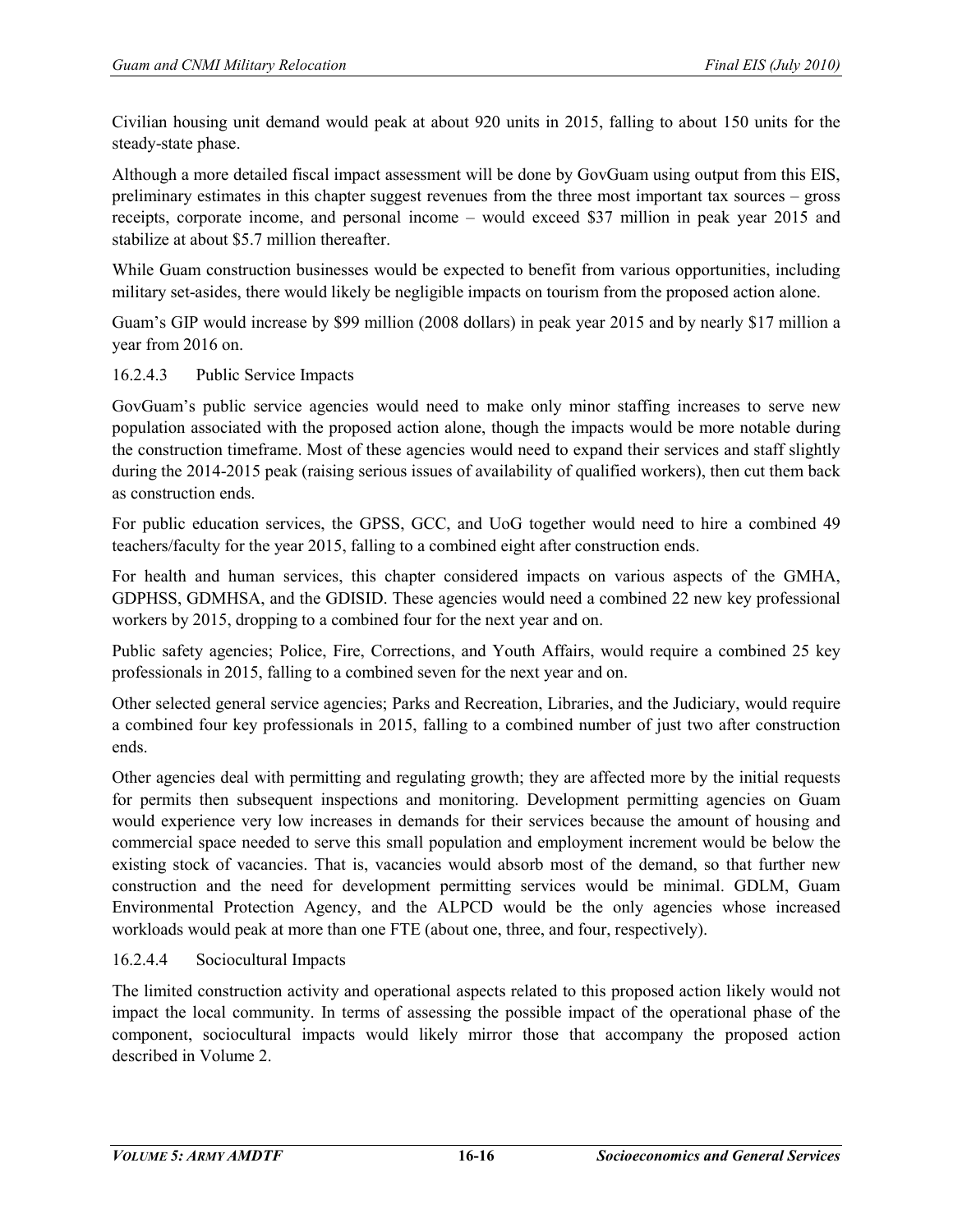Civilian housing unit demand would peak at about 920 units in 2015, falling to about 150 units for the steady-state phase.

Although a more detailed fiscal impact assessment will be done by GovGuam using output from this EIS, preliminary estimates in this chapter suggest revenues from the three most important tax sources – gross receipts, corporate income, and personal income – would exceed $37 million in peak year 2015 and stabilize at about $5.7 million thereafter.

While Guam construction businesses would be expected to benefit from various opportunities, including military set-asides, there would likely be negligible impacts on tourism from the proposed action alone.

Guam's GIP would increase by $99 million (2008 dollars) in peak year 2015 and by nearly $17 million a year from 2016 on.

#### 16.2.4.3 Public Service Impacts

GovGuam's public service agencies would need to make only minor staffing increases to serve new population associated with the proposed action alone, though the impacts would be more notable during the construction timeframe. Most of these agencies would need to expand their services and staff slightly during the 2014-2015 peak (raising serious issues of availability of qualified workers), then cut them back as construction ends.

For public education services, the GPSS, GCC, and UoG together would need to hire a combined 49 teachers/faculty for the year 2015, falling to a combined eight after construction ends.

For health and human services, this chapter considered impacts on various aspects of the GMHA, GDPHSS, GDMHSA, and the GDISID. These agencies would need a combined 22 new key professional workers by 2015, dropping to a combined four for the next year and on.

Public safety agencies; Police, Fire, Corrections, and Youth Affairs, would require a combined 25 key professionals in 2015, falling to a combined seven for the next year and on.

Other selected general service agencies; Parks and Recreation, Libraries, and the Judiciary, would require a combined four key professionals in 2015, falling to a combined number of just two after construction ends.

Other agencies deal with permitting and regulating growth; they are affected more by the initial requests for permits then subsequent inspections and monitoring. Development permitting agencies on Guam would experience very low increases in demands for their services because the amount of housing and commercial space needed to serve this small population and employment increment would be below the existing stock of vacancies. That is, vacancies would absorb most of the demand, so that further new construction and the need for development permitting services would be minimal. GDLM, Guam Environmental Protection Agency, and the ALPCD would be the only agencies whose increased workloads would peak at more than one FTE (about one, three, and four, respectively).

#### 16.2.4.4 Sociocultural Impacts

The limited construction activity and operational aspects related to this proposed action likely would not impact the local community. In terms of assessing the possible impact of the operational phase of the component, sociocultural impacts would likely mirror those that accompany the proposed action described in Volume 2.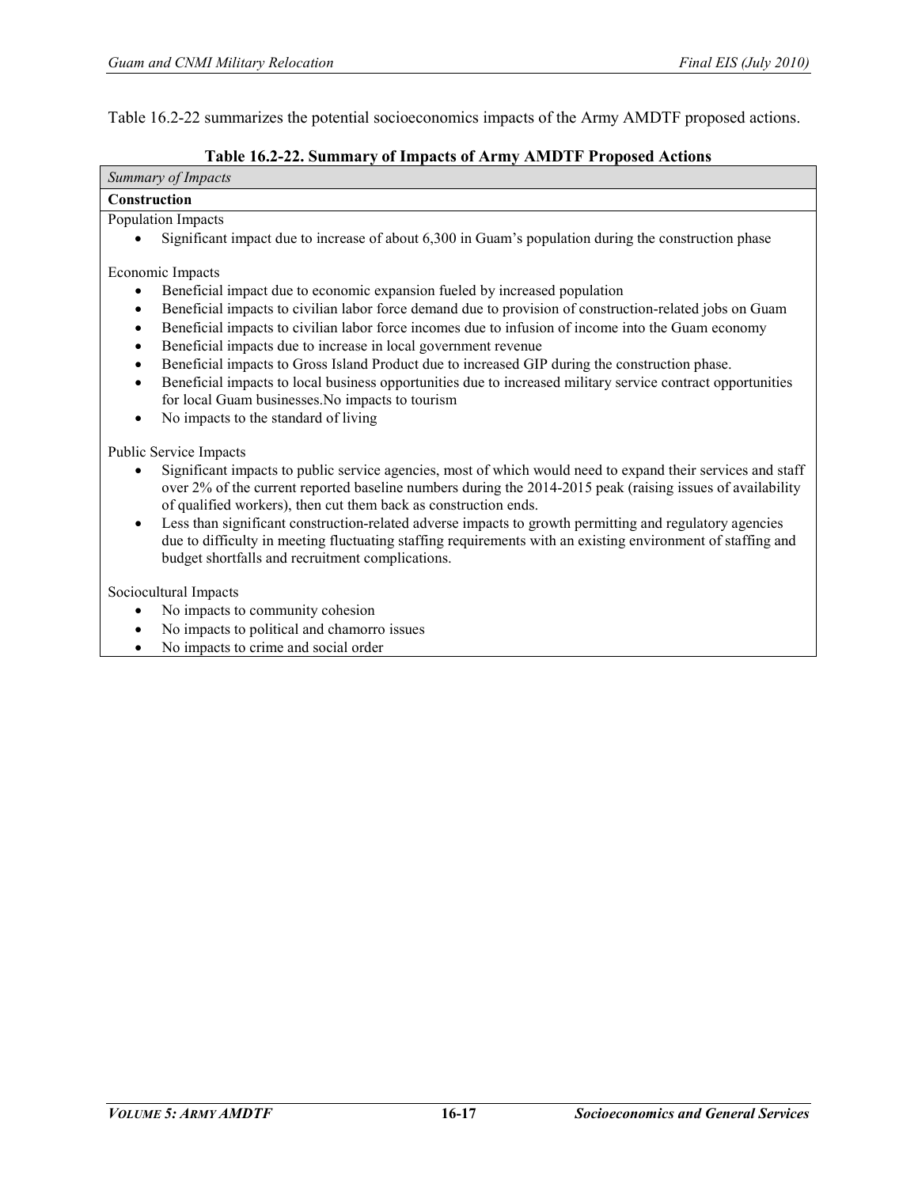Table 16.2-22 summarizes the potential socioeconomics impacts of the Army AMDTF proposed actions.

**Table 16.2-22. Summary of Impacts of Army AMDTF Proposed Actions**

| *Summary of Impacts* |
|---|
| **Construction** |
| Population Impacts<br>• Significant impact due to increase of about 6,300 in Guam's population during the construction phase<br><br>Economic Impacts<br>• Beneficial impact due to economic expansion fueled by increased population<br>• Beneficial impacts to civilian labor force demand due to provision of construction-related jobs on Guam<br>• Beneficial impacts to civilian labor force incomes due to infusion of income into the Guam economy<br>• Beneficial impacts due to increase in local government revenue<br>• Beneficial impacts to Gross Island Product due to increased GIP during the construction phase.<br>• Beneficial impacts to local business opportunities due to increased military service contract opportunities for local Guam businesses.No impacts to tourism<br>• No impacts to the standard of living<br><br>Public Service Impacts<br>• Significant impacts to public service agencies, most of which would need to expand their services and staff over 2% of the current reported baseline numbers during the 2014-2015 peak (raising issues of availability of qualified workers), then cut them back as construction ends.<br>• Less than significant construction-related adverse impacts to growth permitting and regulatory agencies due to difficulty in meeting fluctuating staffing requirements with an existing environment of staffing and budget shortfalls and recruitment complications.<br><br>Sociocultural Impacts<br>• No impacts to community cohesion<br>• No impacts to political and chamorro issues<br>• No impacts to crime and social order |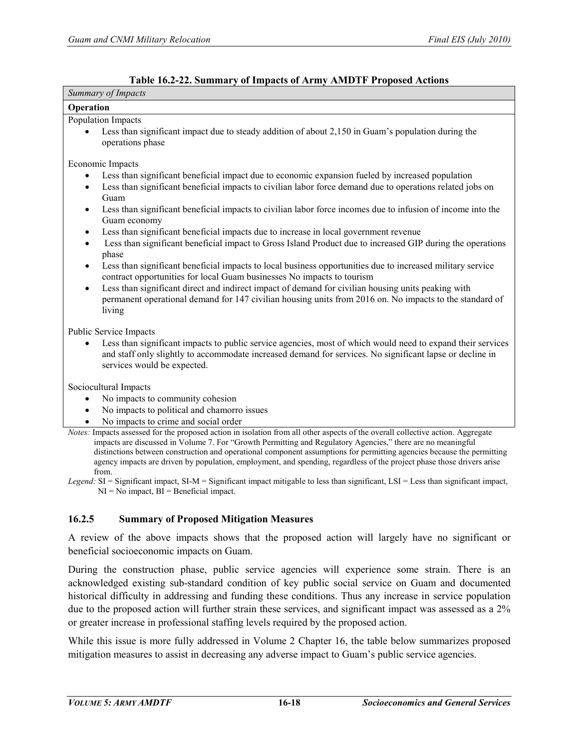**Table 16.2-22. Summary of Impacts of Army AMDTF Proposed Actions**

| *Summary of Impacts* |
| --- |
| **Operation** |
| Population Impacts<br>• Less than significant impact due to steady addition of about 2,150 in Guam's population during the operations phase<br><br>Economic Impacts<br>• Less than significant beneficial impact due to economic expansion fueled by increased population<br>• Less than significant beneficial impacts to civilian labor force demand due to operations related jobs on Guam<br>• Less than significant beneficial impacts to civilian labor force incomes due to infusion of income into the Guam economy<br>• Less than significant beneficial impacts due to increase in local government revenue<br>• Less than significant beneficial impact to Gross Island Product due to increased GIP during the operations phase<br>• Less than significant beneficial impacts to local business opportunities due to increased military service contract opportunities for local Guam businesses No impacts to tourism<br>• Less than significant direct and indirect impact of demand for civilian housing units peaking with permanent operational demand for 147 civilian housing units from 2016 on. No impacts to the standard of living<br><br>Public Service Impacts<br>• Less than significant impacts to public service agencies, most of which would need to expand their services and staff only slightly to accommodate increased demand for services. No significant lapse or decline in services would be expected.<br><br>Sociocultural Impacts<br>• No impacts to community cohesion<br>• No impacts to political and chamorro issues<br>• No impacts to crime and social order |

*Notes:* Impacts assessed for the proposed action in isolation from all other aspects of the overall collective action. Aggregate impacts are discussed in Volume 7. For "Growth Permitting and Regulatory Agencies," there are no meaningful distinctions between construction and operational component assumptions for permitting agencies because the permitting agency impacts are driven by population, employment, and spending, regardless of the project phase those drivers arise from.

*Legend:* SI = Significant impact, SI-M = Significant impact mitigable to less than significant, LSI = Less than significant impact, NI = No impact, BI = Beneficial impact.

### 16.2.5 Summary of Proposed Mitigation Measures

A review of the above impacts shows that the proposed action will largely have no significant or beneficial socioeconomic impacts on Guam.

During the construction phase, public service agencies will experience some strain. There is an acknowledged existing sub-standard condition of key public social service on Guam and documented historical difficulty in addressing and funding these conditions. Thus any increase in service population due to the proposed action will further strain these services, and significant impact was assessed as a 2% or greater increase in professional staffing levels required by the proposed action.

While this issue is more fully addressed in Volume 2 Chapter 16, the table below summarizes proposed mitigation measures to assist in decreasing any adverse impact to Guam's public service agencies.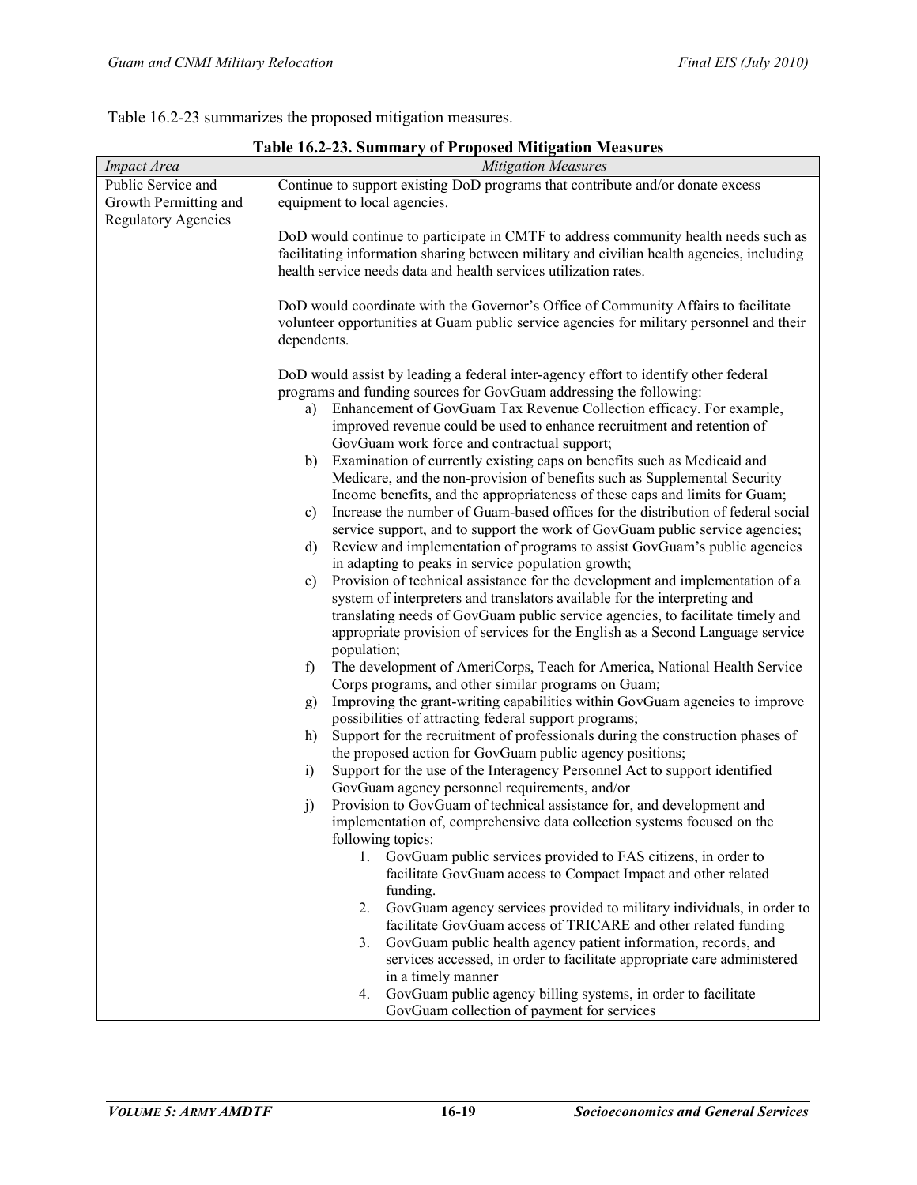Table 16.2-23 summarizes the proposed mitigation measures.

**Table 16.2-23. Summary of Proposed Mitigation Measures**

| *Impact Area* | *Mitigation Measures* |
|---|---|
| Public Service and Growth Permitting and Regulatory Agencies | Continue to support existing DoD programs that contribute and/or donate excess equipment to local agencies.<br><br>DoD would continue to participate in CMTF to address community health needs such as facilitating information sharing between military and civilian health agencies, including health service needs data and health services utilization rates.<br><br>DoD would coordinate with the Governor's Office of Community Affairs to facilitate volunteer opportunities at Guam public service agencies for military personnel and their dependents.<br><br>DoD would assist by leading a federal inter-agency effort to identify other federal programs and funding sources for GovGuam addressing the following:<br>a) Enhancement of GovGuam Tax Revenue Collection efficacy. For example, improved revenue could be used to enhance recruitment and retention of GovGuam work force and contractual support;<br>b) Examination of currently existing caps on benefits such as Medicaid and Medicare, and the non-provision of benefits such as Supplemental Security Income benefits, and the appropriateness of these caps and limits for Guam;<br>c) Increase the number of Guam-based offices for the distribution of federal social service support, and to support the work of GovGuam public service agencies;<br>d) Review and implementation of programs to assist GovGuam's public agencies in adapting to peaks in service population growth;<br>e) Provision of technical assistance for the development and implementation of a system of interpreters and translators available for the interpreting and translating needs of GovGuam public service agencies, to facilitate timely and appropriate provision of services for the English as a Second Language service population;<br>f) The development of AmeriCorps, Teach for America, National Health Service Corps programs, and other similar programs on Guam;<br>g) Improving the grant-writing capabilities within GovGuam agencies to improve possibilities of attracting federal support programs;<br>h) Support for the recruitment of professionals during the construction phases of the proposed action for GovGuam public agency positions;<br>i) Support for the use of the Interagency Personnel Act to support identified GovGuam agency personnel requirements, and/or<br>j) Provision to GovGuam of technical assistance for, and development and implementation of, comprehensive data collection systems focused on the following topics:<br>1. GovGuam public services provided to FAS citizens, in order to facilitate GovGuam access to Compact Impact and other related funding.<br>2. GovGuam agency services provided to military individuals, in order to facilitate GovGuam access of TRICARE and other related funding<br>3. GovGuam public health agency patient information, records, and services accessed, in order to facilitate appropriate care administered in a timely manner<br>4. GovGuam public agency billing systems, in order to facilitate GovGuam collection of payment for services |